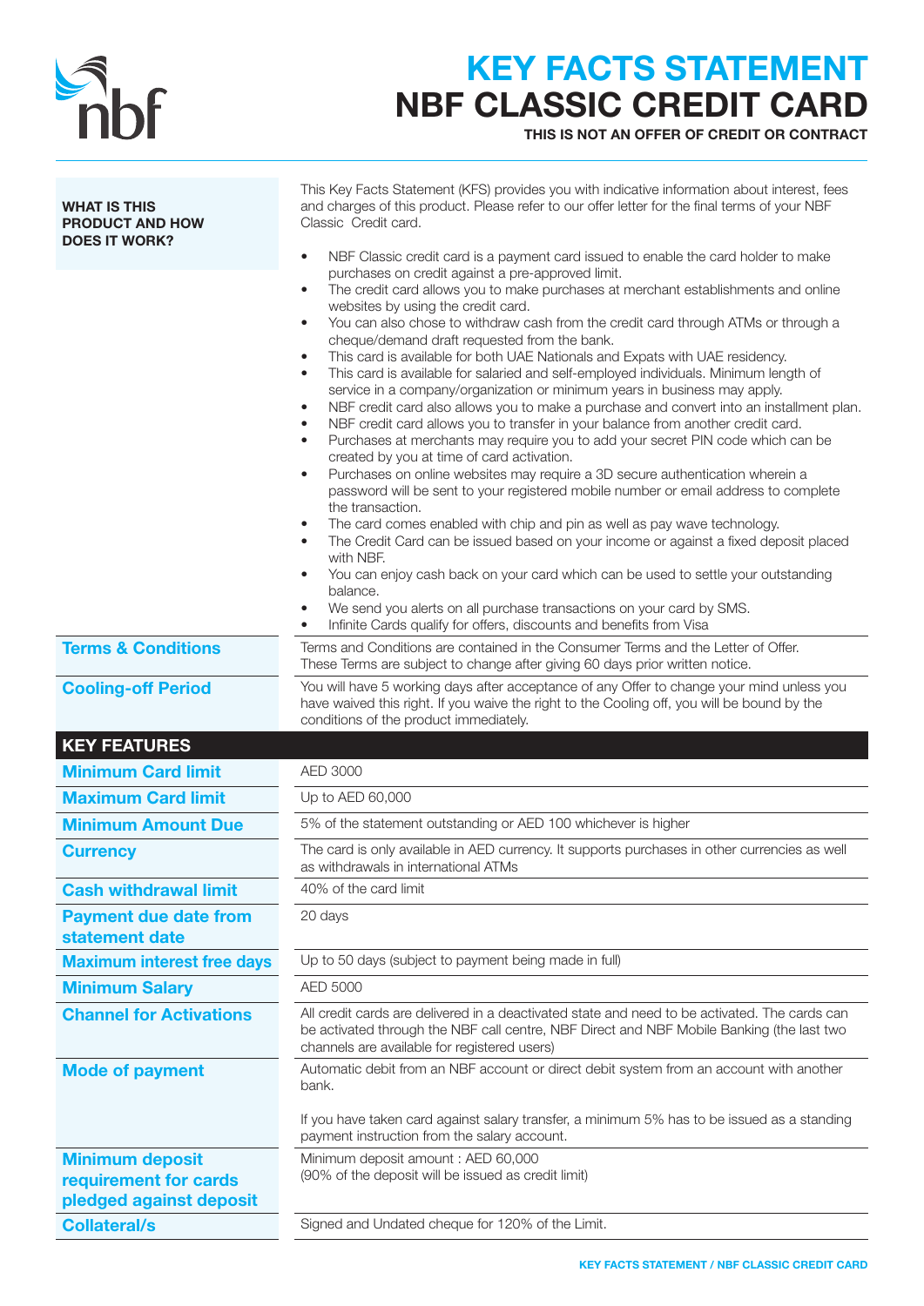# KEY FACTS STATEMENT
# NBF CLASSIC CREDIT CARD

**THIS IS NOT AN OFFER OF CREDIT OR CONTRACT**

| | |
|---|---|
| **WHAT IS THIS PRODUCT AND HOW DOES IT WORK?** | This Key Facts Statement (KFS) provides you with indicative information about interest, fees and charges of this product. Please refer to our offer letter for the final terms of your NBF Classic Credit card.<br><br>• NBF Classic credit card is a payment card issued to enable the card holder to make purchases on credit against a pre-approved limit.<br>• The credit card allows you to make purchases at merchant establishments and online websites by using the credit card.<br>• You can also chose to withdraw cash from the credit card through ATMs or through a cheque/demand draft requested from the bank.<br>• This card is available for both UAE Nationals and Expats with UAE residency.<br>• This card is available for salaried and self-employed individuals. Minimum length of service in a company/organization or minimum years in business may apply.<br>• NBF credit card also allows you to make a purchase and convert into an installment plan.<br>• NBF credit card allows you to transfer in your balance from another credit card.<br>• Purchases at merchants may require you to add your secret PIN code which can be created by you at time of card activation.<br>• Purchases on online websites may require a 3D secure authentication wherein a password will be sent to your registered mobile number or email address to complete the transaction.<br>• The card comes enabled with chip and pin as well as pay wave technology.<br>• The Credit Card can be issued based on your income or against a fixed deposit placed with NBF.<br>• You can enjoy cash back on your card which can be used to settle your outstanding balance.<br>• We send you alerts on all purchase transactions on your card by SMS.<br>• Infinite Cards qualify for offers, discounts and benefits from Visa |
| **Terms & Conditions** | Terms and Conditions are contained in the Consumer Terms and the Letter of Offer. These Terms are subject to change after giving 60 days prior written notice. |
| **Cooling-off Period** | You will have 5 working days after acceptance of any Offer to change your mind unless you have waived this right. If you waive the right to the Cooling off, you will be bound by the conditions of the product immediately. |

## KEY FEATURES

| | |
|---|---|
| **Minimum Card limit** | AED 3000 |
| **Maximum Card limit** | Up to AED 60,000 |
| **Minimum Amount Due** | 5% of the statement outstanding or AED 100 whichever is higher |
| **Currency** | The card is only available in AED currency. It supports purchases in other currencies as well as withdrawals in international ATMs |
| **Cash withdrawal limit** | 40% of the card limit |
| **Payment due date from statement date** | 20 days |
| **Maximum interest free days** | Up to 50 days (subject to payment being made in full) |
| **Minimum Salary** | AED 5000 |
| **Channel for Activations** | All credit cards are delivered in a deactivated state and need to be activated. The cards can be activated through the NBF call centre, NBF Direct and NBF Mobile Banking (the last two channels are available for registered users) |
| **Mode of payment** | Automatic debit from an NBF account or direct debit system from an account with another bank.<br><br>If you have taken card against salary transfer, a minimum 5% has to be issued as a standing payment instruction from the salary account. |
| **Minimum deposit requirement for cards pledged against deposit** | Minimum deposit amount : AED 60,000<br>(90% of the deposit will be issued as credit limit) |
| **Collateral/s** | Signed and Undated cheque for 120% of the Limit. |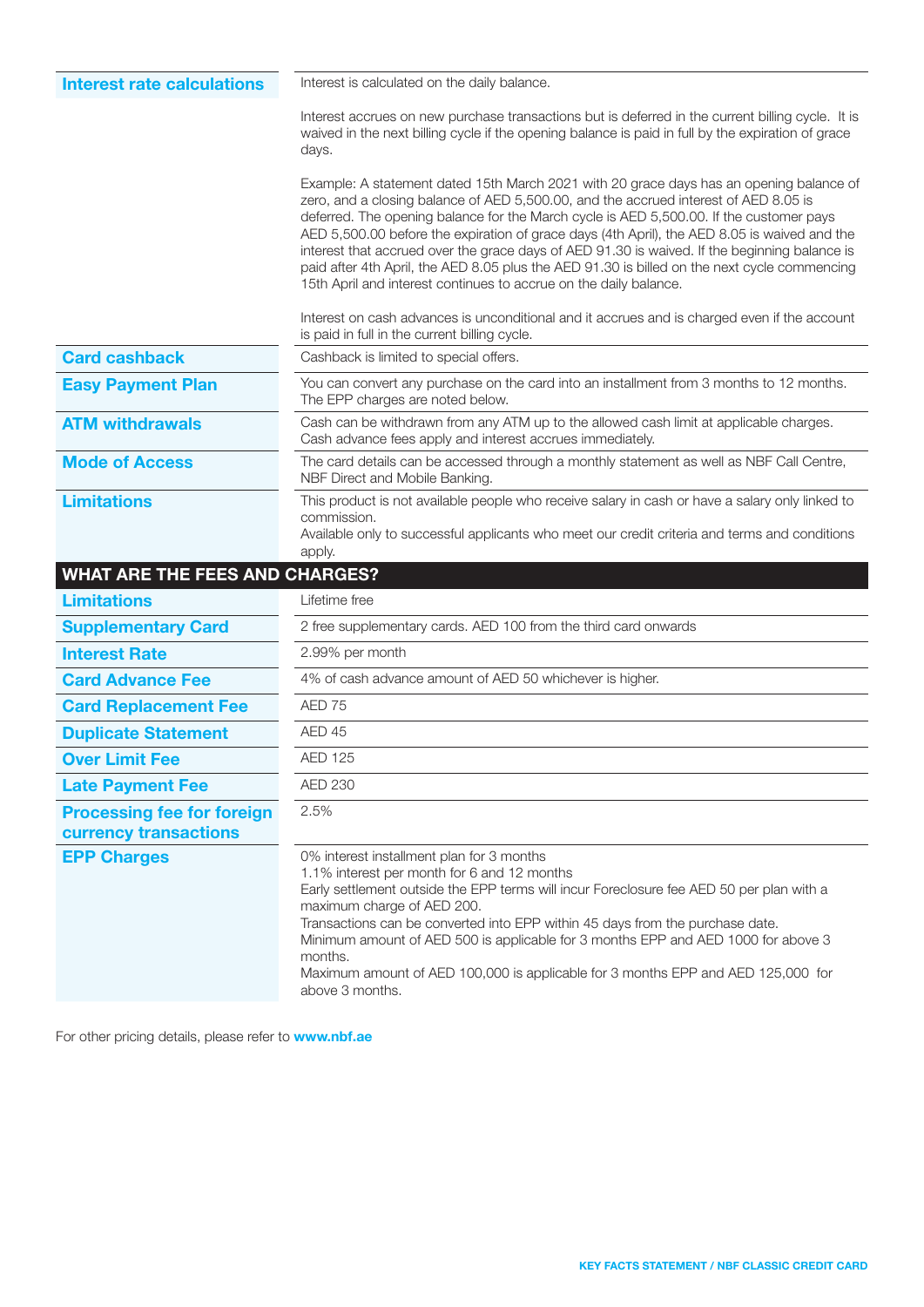| | |
|---|---|
| **Interest rate calculations** | Interest is calculated on the daily balance.<br><br>Interest accrues on new purchase transactions but is deferred in the current billing cycle. It is waived in the next billing cycle if the opening balance is paid in full by the expiration of grace days.<br><br>Example: A statement dated 15th March 2021 with 20 grace days has an opening balance of zero, and a closing balance of AED 5,500.00, and the accrued interest of AED 8.05 is deferred. The opening balance for the March cycle is AED 5,500.00. If the customer pays AED 5,500.00 before the expiration of grace days (4th April), the AED 8.05 is waived and the interest that accrued over the grace days of AED 91.30 is waived. If the beginning balance is paid after 4th April, the AED 8.05 plus the AED 91.30 is billed on the next cycle commencing 15th April and interest continues to accrue on the daily balance.<br><br>Interest on cash advances is unconditional and it accrues and is charged even if the account is paid in full in the current billing cycle. |
| **Card cashback** | Cashback is limited to special offers. |
| **Easy Payment Plan** | You can convert any purchase on the card into an installment from 3 months to 12 months. The EPP charges are noted below. |
| **ATM withdrawals** | Cash can be withdrawn from any ATM up to the allowed cash limit at applicable charges. Cash advance fees apply and interest accrues immediately. |
| **Mode of Access** | The card details can be accessed through a monthly statement as well as NBF Call Centre, NBF Direct and Mobile Banking. |
| **Limitations** | This product is not available people who receive salary in cash or have a salary only linked to commission.<br>Available only to successful applicants who meet our credit criteria and terms and conditions apply. |

## WHAT ARE THE FEES AND CHARGES?

| | |
|---|---|
| **Limitations** | Lifetime free |
| **Supplementary Card** | 2 free supplementary cards. AED 100 from the third card onwards |
| **Interest Rate** | 2.99% per month |
| **Card Advance Fee** | 4% of cash advance amount of AED 50 whichever is higher. |
| **Card Replacement Fee** | AED 75 |
| **Duplicate Statement** | AED 45 |
| **Over Limit Fee** | AED 125 |
| **Late Payment Fee** | AED 230 |
| **Processing fee for foreign currency transactions** | 2.5% |
| **EPP Charges** | 0% interest installment plan for 3 months<br>1.1% interest per month for 6 and 12 months<br>Early settlement outside the EPP terms will incur Foreclosure fee AED 50 per plan with a maximum charge of AED 200.<br>Transactions can be converted into EPP within 45 days from the purchase date.<br>Minimum amount of AED 500 is applicable for 3 months EPP and AED 1000 for above 3 months.<br>Maximum amount of AED 100,000 is applicable for 3 months EPP and AED 125,000 for above 3 months. |

For other pricing details, please refer to **www.nbf.ae**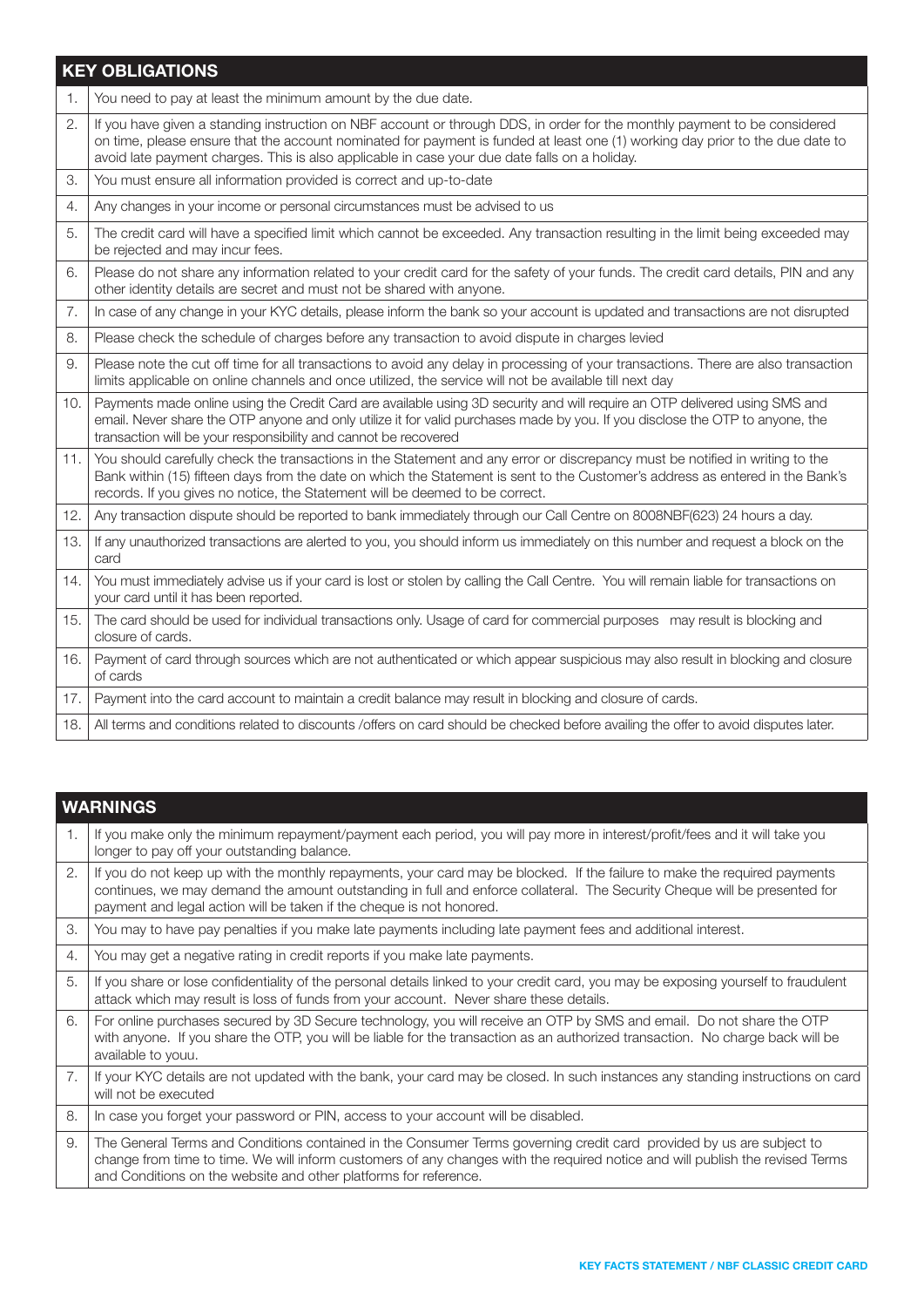| KEY OBLIGATIONS | |
|---|---|
| 1. | You need to pay at least the minimum amount by the due date. |
| 2. | If you have given a standing instruction on NBF account or through DDS, in order for the monthly payment to be considered on time, please ensure that the account nominated for payment is funded at least one (1) working day prior to the due date to avoid late payment charges. This is also applicable in case your due date falls on a holiday. |
| 3. | You must ensure all information provided is correct and up-to-date |
| 4. | Any changes in your income or personal circumstances must be advised to us |
| 5. | The credit card will have a specified limit which cannot be exceeded. Any transaction resulting in the limit being exceeded may be rejected and may incur fees. |
| 6. | Please do not share any information related to your credit card for the safety of your funds. The credit card details, PIN and any other identity details are secret and must not be shared with anyone. |
| 7. | In case of any change in your KYC details, please inform the bank so your account is updated and transactions are not disrupted |
| 8. | Please check the schedule of charges before any transaction to avoid dispute in charges levied |
| 9. | Please note the cut off time for all transactions to avoid any delay in processing of your transactions. There are also transaction limits applicable on online channels and once utilized, the service will not be available till next day |
| 10. | Payments made online using the Credit Card are available using 3D security and will require an OTP delivered using SMS and email. Never share the OTP anyone and only utilize it for valid purchases made by you. If you disclose the OTP to anyone, the transaction will be your responsibility and cannot be recovered |
| 11. | You should carefully check the transactions in the Statement and any error or discrepancy must be notified in writing to the Bank within (15) fifteen days from the date on which the Statement is sent to the Customer's address as entered in the Bank's records. If you gives no notice, the Statement will be deemed to be correct. |
| 12. | Any transaction dispute should be reported to bank immediately through our Call Centre on 8008NBF(623) 24 hours a day. |
| 13. | If any unauthorized transactions are alerted to you, you should inform us immediately on this number and request a block on the card |
| 14. | You must immediately advise us if your card is lost or stolen by calling the Call Centre. You will remain liable for transactions on your card until it has been reported. |
| 15. | The card should be used for individual transactions only. Usage of card for commercial purposes may result is blocking and closure of cards. |
| 16. | Payment of card through sources which are not authenticated or which appear suspicious may also result in blocking and closure of cards |
| 17. | Payment into the card account to maintain a credit balance may result in blocking and closure of cards. |
| 18. | All terms and conditions related to discounts /offers on card should be checked before availing the offer to avoid disputes later. |

| WARNINGS | |
|---|---|
| 1. | If you make only the minimum repayment/payment each period, you will pay more in interest/profit/fees and it will take you longer to pay off your outstanding balance. |
| 2. | If you do not keep up with the monthly repayments, your card may be blocked. If the failure to make the required payments continues, we may demand the amount outstanding in full and enforce collateral. The Security Cheque will be presented for payment and legal action will be taken if the cheque is not honored. |
| 3. | You may to have pay penalties if you make late payments including late payment fees and additional interest. |
| 4. | You may get a negative rating in credit reports if you make late payments. |
| 5. | If you share or lose confidentiality of the personal details linked to your credit card, you may be exposing yourself to fraudulent attack which may result is loss of funds from your account. Never share these details. |
| 6. | For online purchases secured by 3D Secure technology, you will receive an OTP by SMS and email. Do not share the OTP with anyone. If you share the OTP, you will be liable for the transaction as an authorized transaction. No charge back will be available to youu. |
| 7. | If your KYC details are not updated with the bank, your card may be closed. In such instances any standing instructions on card will not be executed |
| 8. | In case you forget your password or PIN, access to your account will be disabled. |
| 9. | The General Terms and Conditions contained in the Consumer Terms governing credit card provided by us are subject to change from time to time. We will inform customers of any changes with the required notice and will publish the revised Terms and Conditions on the website and other platforms for reference. |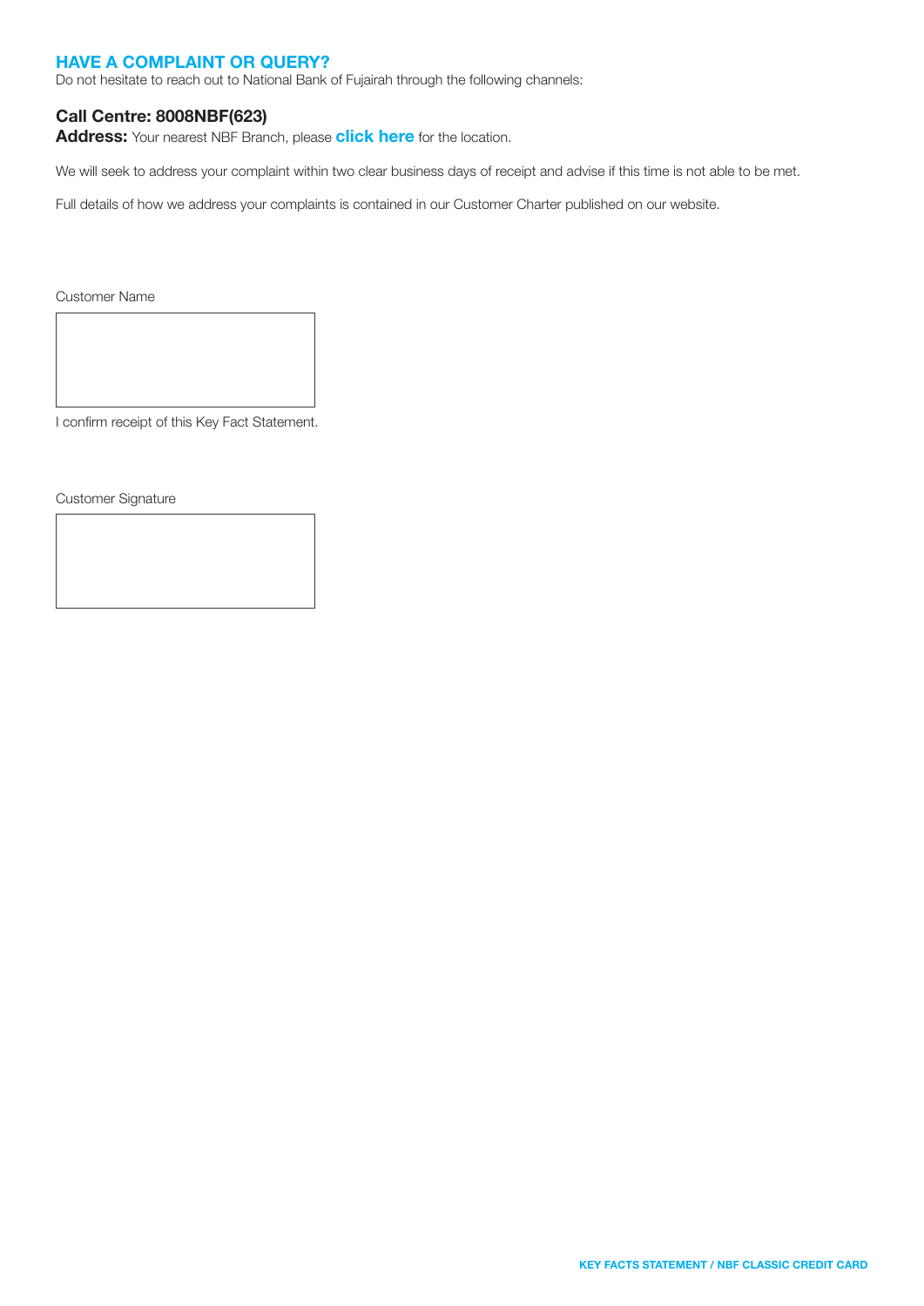## HAVE A COMPLAINT OR QUERY?

Do not hesitate to reach out to National Bank of Fujairah through the following channels:

**Call Centre: 8008NBF(623)**

**Address:** Your nearest NBF Branch, please **click here** for the location.

We will seek to address your complaint within two clear business days of receipt and advise if this time is not able to be met.

Full details of how we address your complaints is contained in our Customer Charter published on our website.

Customer Name

I confirm receipt of this Key Fact Statement.

Customer Signature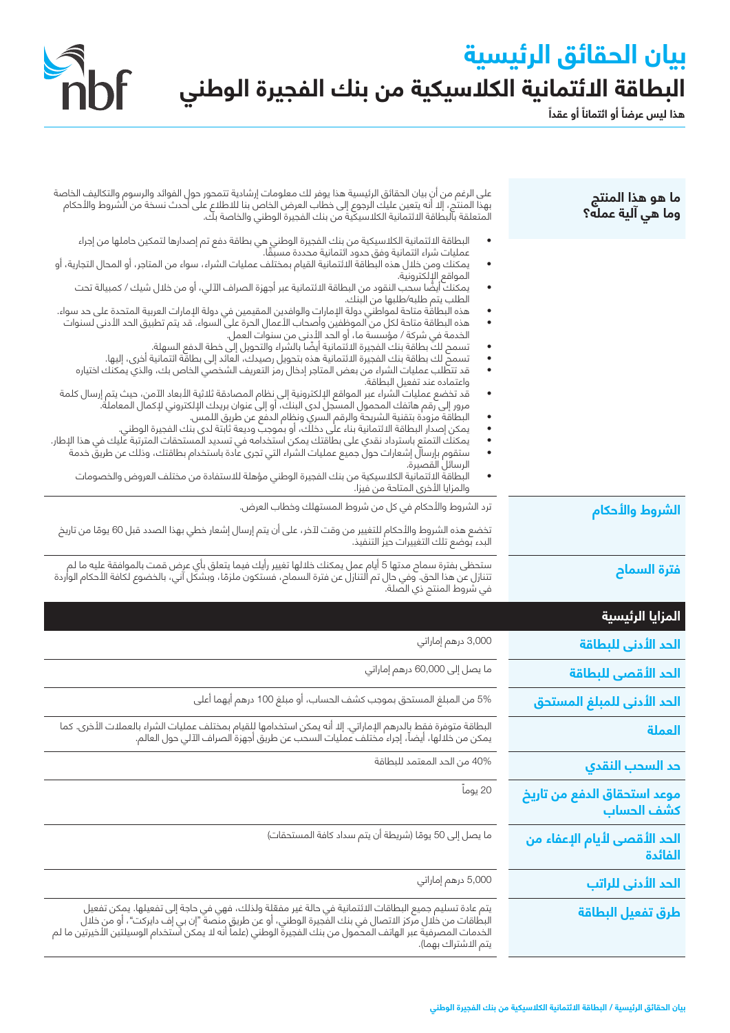# بيان الحقائق الرئيسية

## البطاقة الائتمانية الكلاسيكية من بنك الفجيرة الوطني

**هذا ليس عرضاً أو ائتماناً أو عقداً**

### ما هو هذا المنتج وما هي آلية عمله؟

على الرغم من أن بيان الحقائق الرئيسية هذا يوفر لك معلومات إرشادية تتمحور حول الفوائد والرسوم والتكاليف الخاصة بهذا المنتج، إلا أنه يتعين عليك الرجوع إلى خطاب العرض الخاص بنا للاطلاع على أحدث نسخة من الشروط والأحكام المتعلقة بالبطاقة الائتمانية الكلاسيكية من بنك الفجيرة الوطني والخاصة بك.

- البطاقة الائتمانية الكلاسيكية من بنك الفجيرة الوطني هي بطاقة دفع تم إصدارها لتمكين حاملها من إجراء عمليات شراء ائتمانية وفق حدود ائتمانية محددة مسبقًا.
- يمكنك ومن خلال هذه البطاقة الائتمانية القيام بمختلف عمليات الشراء، سواء من المتاجر، أو المحال التجارية، أو المواقع الإلكترونية.
- يمكنك أيضًا سحب النقود من البطاقة الائتمانية عبر أجهزة الصراف الآلي، أو من خلال شيك / كمبيالة تحت الطلب يتم طلبه/طلبها من البنك.
- هذه البطاقة متاحة لمواطني دولة الإمارات والوافدين المقيمين في دولة الإمارات العربية المتحدة على حد سواء.
- هذه البطاقة متاحة لكل من الموظفين وأصحاب الأعمال الحرة على السواء. قد يتم تطبيق الحد الأدنى لسنوات الخدمة في شركة / مؤسسة ما، أو الحد الأدنى من سنوات العمل.
- تسمح لك بطاقة بنك الفجيرة الائتمانية أيضًا بالشراء والتحويل إلى خطة الدفع السهلة.
- تسمح لك بطاقة بنك الفجيرة الائتمانية هذه بتحويل رصيدك، العائد إلى بطاقة ائتمانية أخرى، إليها.
- قد تتطلب عمليات الشراء من بعض المتاجر إدخال رمز التعريف الشخصي الخاص بك، والذي يمكنك اختياره واعتماده عند تفعيل البطاقة.
- قد تخضع عمليات الشراء عبر المواقع الإلكترونية إلى نظام المصادقة ثلاثية الأبعاد الآمن، حيث يتم إرسال كلمة مرور إلى رقم هاتفك المحمول المسجل لدى البنك، أو إلى عنوان بريدك الإلكتروني لإكمال المعاملة.
- البطاقة مزودة بتقنية الشريحة والرقم السري ونظام الدفع عن طريق اللمس.
- يمكن إصدار البطاقة الائتمانية بناء على دخلك، أو بموجب وديعة ثابتة لدى بنك الفجيرة الوطني.
- يمكنك التمتع باسترداد نقدي على بطاقتك يمكن استخدامه في تسديد المستحقات المترتبة عليك في هذا الإطار.
- ستقوم بإرسال إشعارات حول جميع عمليات الشراء التي تجرى عادة باستخدام بطاقتك، وذلك عن طريق خدمة الرسائل القصيرة.
- البطاقة الائتمانية الكلاسيكية من بنك الفجيرة الوطني مؤهلة للاستفادة من مختلف العروض والخصومات والمزايا الأخرى المتاحة من فيزا.

### الشروط والأحكام

ترد الشروط والأحكام في كل من شروط المستهلك وخطاب العرض.

تخضع هذه الشروط والأحكام للتغيير من وقت لآخر، على أن يتم إرسال إشعار خطي بهذا الصدد قبل 60 يومًا من تاريخ البدء بوضع تلك التغييرات حيز التنفيذ.

### فترة السماح

ستحظى بفترة سماح مدتها 5 أيام عمل يمكنك خلالها تغيير رأيك فيما يتعلق بأي عرض قمت بالموافقة عليه ما لم تتنازل عن هذا الحق. وفي حال تم التنازل عن فترة السماح، فستكون ملزمًا، وبشكل آني، بالخضوع لكافة الأحكام الواردة في شروط المنتج ذي الصلة.

## المزايا الرئيسية

| | |
|---|---|
| الحد الأدنى للبطاقة | 3,000 درهم إماراتي |
| الحد الأقصى للبطاقة | ما يصل إلى 60,000 درهم إماراتي |
| الحد الأدنى للمبلغ المستحق | 5% من المبلغ المستحق بموجب كشف الحساب، أو مبلغ 100 درهم أيهما أعلى |
| العملة | البطاقة متوفرة فقط بالدرهم الإماراتي. إلا أنه يمكن استخدامها للقيام بمختلف عمليات الشراء بالعملات الأخرى. كما يمكن من خلالها، أيضاً، إجراء مختلف عمليات السحب عن طريق أجهزة الصراف الآلي حول العالم. |
| حد السحب النقدي | 40% من الحد المعتمد للبطاقة |
| موعد استحقاق الدفع من تاريخ كشف الحساب | 20 يوماً |
| الحد الأقصى لأيام الإعفاء من الفائدة | ما يصل إلى 50 يومًا (شريطة أن يتم سداد كافة المستحقات) |
| الحد الأدنى للراتب | 5,000 درهم إماراتي |
| طرق تفعيل البطاقة | يتم عادة تسليم جميع البطاقات الائتمانية في حالة غير مفعّلة ولذلك، فهي في حاجة إلى تفعيلها. يمكن تفعيل البطاقات من خلال مركز الاتصال في بنك الفجيرة الوطني، أو عن طريق منصة "إن بي إف دايركت"، أو من خلال الخدمات المصرفية عبر الهاتف المحمول من بنك الفجيرة الوطني (علماً أنه لا يمكن استخدام الوسيلتين الأخيرتين ما لم يتم الاشتراك بهما). |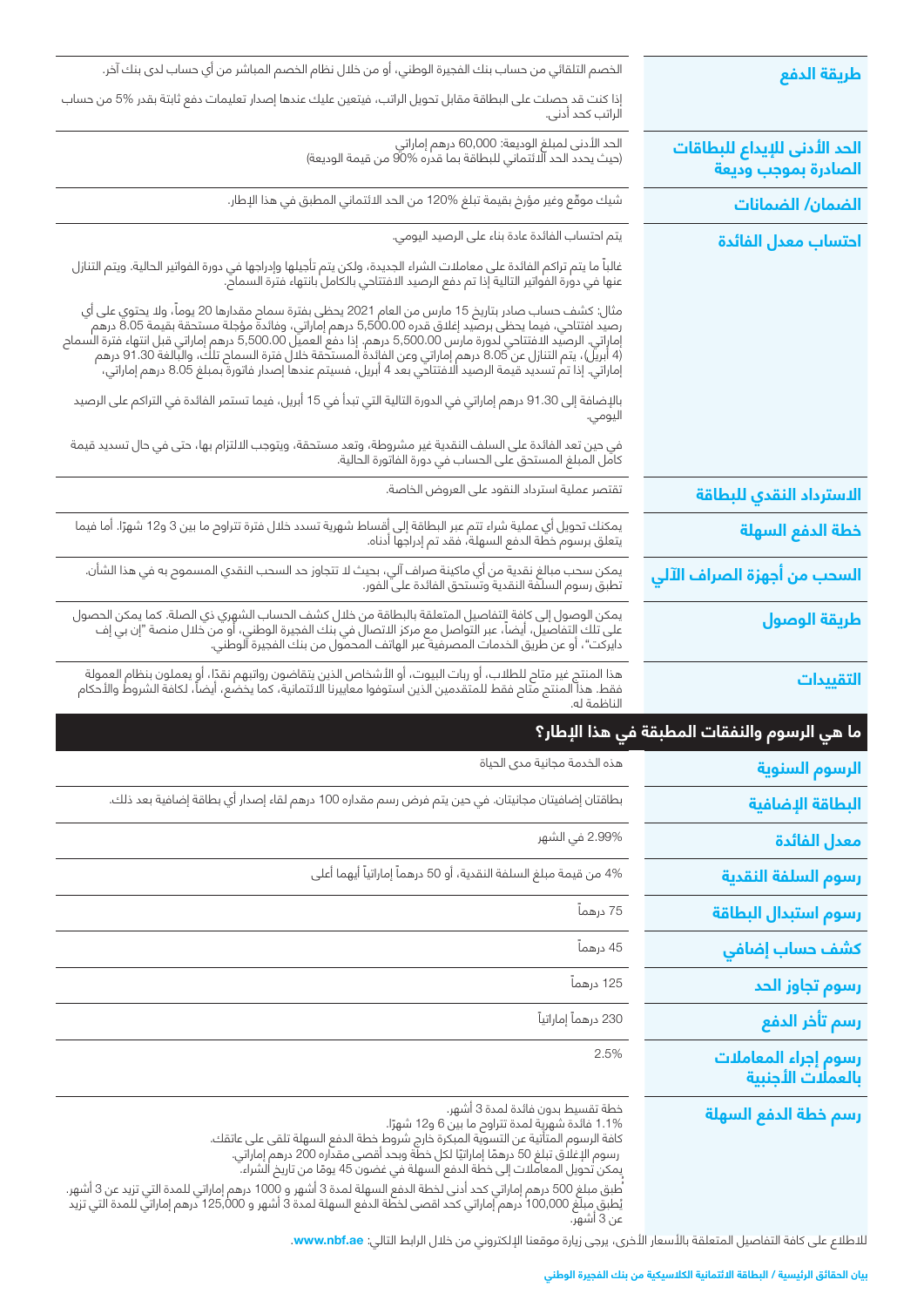| | |
|---|---|
| **طريقة الدفع** | الخصم التلقائي من حساب بنك الفجيرة الوطني، أو من خلال نظام الخصم المباشر من أي حساب لدى بنك آخر.<br><br>إذا كنت قد حصلت على البطاقة مقابل تحويل الراتب، فيتعين عليك عندها إصدار تعليمات دفع ثابتة بقدر 5% من حساب الراتب كحد أدنى. |
| **الحد الأدنى للإيداع للبطاقات الصادرة بموجب وديعة** | الحد الأدنى لمبلغ الوديعة: 60,000 درهم إماراتي<br>(حيث يحدد الحد الائتماني للبطاقة بما قدره 90% من قيمة الوديعة) |
| **الضمان/ الضمانات** | شيك موقّع وغير مؤرخ بقيمة تبلغ 120% من الحد الائتماني المطبق في هذا الإطار. |
| **احتساب معدل الفائدة** | يتم احتساب الفائدة عادة بناء على الرصيد اليومي.<br><br>غالباً ما يتم تراكم الفائدة على معاملات الشراء الجديدة، ولكن يتم تأجيلها وإدراجها في دورة الفواتير الحالية. ويتم التنازل عنها في دورة الفواتير التالية إذا تم دفع الرصيد الافتتاحي بالكامل بانتهاء فترة السماح.<br><br>مثال: كشف حساب صادر بتاريخ 15 مارس من العام 2021 يحظى بفترة سماح مقدارها 20 يوماً، ولا يحتوي على أي رصيد افتتاحي، فيما يحظى برصيد إغلاق قدره 5,500.00 درهم إماراتي، وفائدة مؤجلة مستحقة بقيمة 8.05 درهم إماراتي. الرصيد الافتتاحي لدورة مارس 5,500.00 درهم. إذا دفع العميل 5,500.00 درهم إماراتي قبل انتهاء فترة السماح (4 أبريل)، يتم التنازل عن 8.05 درهم إماراتي وعن الفائدة المستحقة خلال فترة السماح تلك، والبالغة 91.30 درهم إماراتي. إذا تم تسديد قيمة الرصيد الافتتاحي بعد 4 أبريل، فسيتم عندها إصدار فاتورة بمبلغ 8.05 درهم إماراتي،<br><br>بالإضافة إلى 91.30 درهم إماراتي في الدورة التالية التي تبدأ في 15 أبريل، فيما تستمر الفائدة في التراكم على الرصيد اليومي.<br><br>في حين تعد الفائدة على السلف النقدية غير مشروطة، وتعد مستحقة، ويتوجب الالتزام بها، حتى في حال تسديد قيمة كامل المبلغ المستحق على الحساب في دورة الفاتورة الحالية. |
| **الاسترداد النقدي للبطاقة** | تقتصر عملية استرداد النقود على العروض الخاصة. |
| **خطة الدفع السهلة** | يمكنك تحويل أي عملية شراء تتم عبر البطاقة إلى أقساط شهرية تسدد خلال فترة تتراوح ما بين 3 و12 شهرًا. أما فيما يتعلق برسوم خطة الدفع السهلة، فقد تم إدراجها أدناه. |
| **السحب من أجهزة الصراف الآلي** | يمكن سحب مبالغ نقدية من أي ماكينة صراف آلي، بحيث لا تتجاوز حد السحب النقدي المسموح به في هذا الشأن. تطبق رسوم السلفة النقدية وتستحق الفائدة على الفور. |
| **طريقة الوصول** | يمكن الوصول إلى كافة التفاصيل المتعلقة بالبطاقة من خلال كشف الحساب الشهري ذي الصلة. كما يمكن الحصول على تلك التفاصيل أيضاً، عبر التواصل مع مركز الاتصال في بنك الفجيرة الوطني، أو من خلال منصة "إن بي إف دايركت"، أو عن طريق الخدمات المصرفية عبر الهاتف المحمول من بنك الفجيرة الوطني. |
| **التقييدات** | هذا المنتج غير متاح للطلاب، أو ربات البيوت، أو الأشخاص الذين يتقاضون رواتبهم نقدًا، أو يعملون بنظام العمولة فقط. هذا المنتج متاح فقط للمتقدمين الذين استوفوا معاييرنا الائتمانية، كما يخضع، أيضاً، لكافة الشروط والأحكام الناظمة له. |

## ما هي الرسوم والنفقات المطبقة في هذا الإطار؟

| | |
|---|---|
| **الرسوم السنوية** | هذه الخدمة مجانية مدى الحياة |
| **البطاقة الإضافية** | بطاقتان إضافيتان مجانيتان. في حين يتم فرض رسم مقداره 100 درهم لقاء إصدار أي بطاقة إضافية بعد ذلك. |
| **معدل الفائدة** | 2.99% في الشهر |
| **رسوم السلفة النقدية** | 4% من قيمة مبلغ السلفة النقدية، أو 50 درهماً إماراتياً أيهما أعلى |
| **رسوم استبدال البطاقة** | 75 درهماً |
| **كشف حساب إضافي** | 45 درهماً |
| **رسوم تجاوز الحد** | 125 درهماً |
| **رسم تأخر الدفع** | 230 درهماً إماراتياً |
| **رسوم إجراء المعاملات بالعملات الأجنبية** | 2.5% |
| **رسم خطة الدفع السهلة** | خطة تقسيط بدون فائدة لمدة 3 أشهر.<br>1.1% فائدة شهرية لمدة تتراوح ما بين 6 و12 شهرًا.<br>كافة الرسوم المتأتية عن التسوية المبكرة خارج شروط خطة الدفع السهلة تلقى على عاتقك.<br>رسوم الإغلاق تبلغ 50 درهمًا إماراتيًا لكل خطة وبحد أقصى مقداره 200 درهم إماراتي.<br>يمكن تحويل المعاملات إلى خطة الدفع السهلة في غضون 45 يومًا من تاريخ الشراء.<br>تطبق مبلغ 500 درهم إماراتي كحد أدنى لخطة الدفع السهلة لمدة 3 أشهر و 1000 درهم إماراتي للمدة التي تزيد عن 3 أشهر.<br>يُطبق مبلغ 100,000 درهم إماراتي كحد اقصى لخطة الدفع السهلة لمدة 3 أشهر و 125,000 درهم إماراتي للمدة التي تزيد عن 3 أشهر. |

للاطلاع على كافة التفاصيل المتعلقة بالأسعار الأخرى، يرجى زيارة موقعنا الإلكتروني من خلال الرابط التالي: **www.nbf.ae**.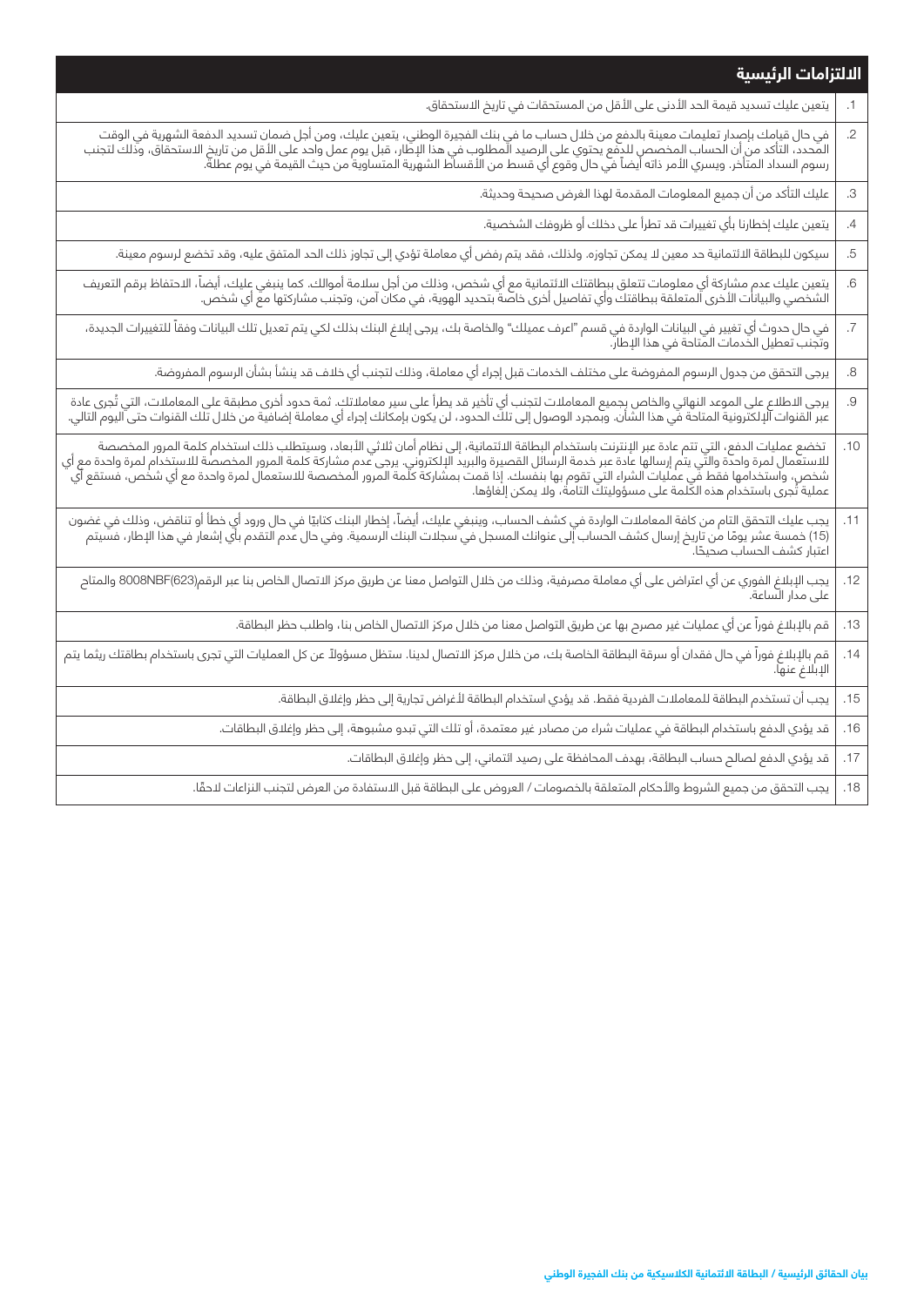## الالتزامات الرئيسية

| | |
|---|---|
| .1 | يتعين عليك تسديد قيمة الحد الأدنى على الأقل من المستحقات في تاريخ الاستحقاق. |
| .2 | في حال قيامك بإصدار تعليمات معينة بالدفع من خلال حساب ما في بنك الفجيرة الوطني، يتعين عليك، ومن أجل ضمان تسديد الدفعة الشهرية في الوقت المحدد، التأكد من أن الحساب المخصص للدفع يحتوي على الرصيد المطلوب في هذا الإطار، قبل يوم عمل واحد على الأقل من تاريخ الاستحقاق، وذلك لتجنب رسوم السداد المتأخر. ويسري الأمر ذاته أيضاً في حال وقوع أي قسط من الأقساط الشهرية المتساوية من حيث القيمة في يوم عطلة. |
| .3 | عليك التأكد من أن جميع المعلومات المقدمة لهذا الغرض صحيحة وحديثة. |
| .4 | يتعين عليك إخطارنا بأي تغييرات قد تطرأ على دخلك أو ظروفك الشخصية. |
| .5 | سيكون للبطاقة الائتمانية حد معين لا يمكن تجاوزه. ولذلك، فقد يتم رفض أي معاملة تؤدي إلى تجاوز ذلك الحد المتفق عليه، وقد تخضع لرسوم معينة. |
| .6 | يتعين عليك عدم مشاركة أي معلومات تتعلق ببطاقتك الائتمانية مع أي شخص، وذلك من أجل سلامة أموالك. كما ينبغي عليك، أيضاً، الاحتفاظ برقم التعريف الشخصي والبيانات الأخرى المتعلقة ببطاقتك وأي تفاصيل أخرى خاصة بتحديد الهوية، في مكان آمن، وتجنب مشاركتها مع أي شخص. |
| .7 | في حال حدوث أي تغيير في البيانات الواردة في قسم "اعرف عميلك" والخاصة بك، يرجى إبلاغ البنك بذلك لكي يتم تعديل تلك البيانات وفقاً للتغييرات الجديدة، وتجنب تعطيل الخدمات المتاحة في هذا الإطار. |
| .8 | يرجى التحقق من جدول الرسوم المفروضة على مختلف الخدمات قبل إجراء أي معاملة، وذلك لتجنب أي خلاف قد ينشأ بشأن الرسوم المفروضة. |
| .9 | يرجى الاطلاع على الموعد النهائي والخاص بجميع المعاملات لتجنب أي تأخير قد يطرأ على سير معاملاتك. ثمة حدود أخرى مطبقة على المعاملات، التي تُجرى عادة عبر القنوات الإلكترونية المتاحة في هذا الشأن. وبمجرد الوصول إلى تلك الحدود، لن يكون بإمكانك إجراء أي معاملة إضافية من خلال تلك القنوات حتى اليوم التالي. |
| .10 | تخضع عمليات الدفع، التي تتم عادة عبر الإنترنت باستخدام البطاقة الائتمانية، إلى نظام أمان ثلاثي الأبعاد، وسيتطلب ذلك استخدام كلمة المرور المخصصة للاستعمال لمرة واحدة والتي يتم إرسالها عادة عبر خدمة الرسائل القصيرة والبريد الإلكتروني. يرجى عدم مشاركة كلمة المرور المخصصة للاستخدام لمرة واحدة مع أي شخص، واستخدامها فقط في عمليات الشراء التي تقوم بها بنفسك. إذا قمت بمشاركة كلمة المرور المخصصة للاستعمال لمرة واحدة مع أي شخص، فستقع أي عملية تُجرى باستخدام هذه الكلمة على مسؤوليتك التامة، ولا يمكن إلغاؤها. |
| .11 | يجب عليك التحقق التام من كافة المعاملات الواردة في كشف الحساب، وينبغي عليك، أيضاً، إخطار البنك كتابيًا في حال ورود أي خطأ أو تناقض، وذلك في غضون (15) خمسة عشر يومًا من تاريخ إرسال كشف الحساب إلى عنوانك المسجل في سجلات البنك الرسمية. وفي حال عدم التقدم بأي إشعار في هذا الإطار، فسيتم اعتبار كشف الحساب صحيحًا. |
| .12 | يجب الإبلاغ الفوري عن أي اعتراض على أي معاملة مصرفية، وذلك من خلال التواصل معنا عن طريق مركز الاتصال الخاص بنا عبر الرقم(623)8008NBF والمتاح على مدار الساعة. |
| .13 | قم بالإبلاغ فوراً عن أي عمليات غير مصرح بها عن طريق التواصل معنا من خلال مركز الاتصال الخاص بنا، واطلب حظر البطاقة. |
| .14 | قم بالإبلاغ فوراً في حال فقدان أو سرقة البطاقة الخاصة بك، من خلال مركز الاتصال لدينا. ستظل مسؤولاً عن كل العمليات التي تجرى باستخدام بطاقتك ريثما يتم الإبلاغ عنها. |
| .15 | يجب أن تستخدم البطاقة للمعاملات الفردية فقط. قد يؤدي استخدام البطاقة لأغراض تجارية إلى حظر وإغلاق البطاقة. |
| .16 | قد يؤدي الدفع باستخدام البطاقة في عمليات شراء من مصادر غير معتمدة، أو تلك التي تبدو مشبوهة، إلى حظر وإغلاق البطاقات. |
| .17 | قد يؤدي الدفع لصالح حساب البطاقة، بهدف المحافظة على رصيد ائتماني، إلى حظر وإغلاق البطاقات. |
| .18 | يجب التحقق من جميع الشروط والأحكام المتعلقة بالخصومات / العروض على البطاقة قبل الاستفادة من العرض لتجنب النزاعات لاحقًا. |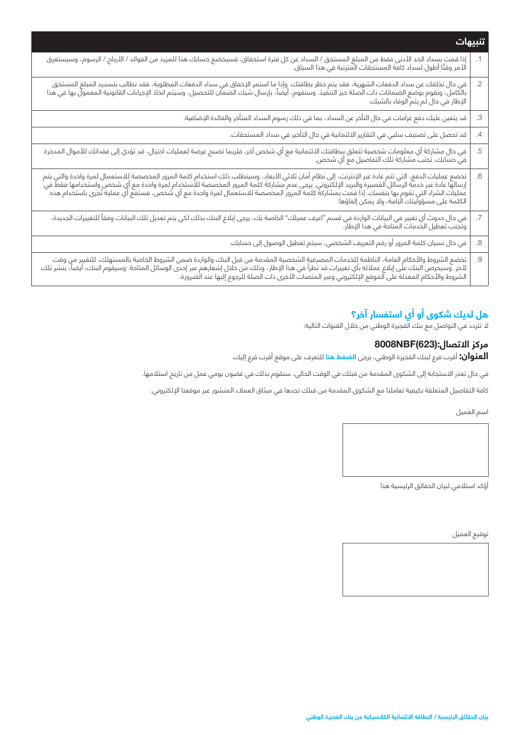## تنبيهات

| | |
|---|---|
| .1 | إذا قمت بسداد الحد الأدنى فقط من المبلغ المستحق / السداد عن كل فترة استحقاق، فسيخضع حسابك هذا للمزيد من الفوائد / الأرباح / الرسوم، وسيستغرق الأمر وقتًا أطول لسداد كافة المستحقات المترتبة في هذا السياق. |
| .2 | في حال تخلفك عن سداد الدفعات الشهرية، فقد يتم حظر بطاقتك. وإذا ما استمر الإخفاق في سداد الدفعات المطلوبة، فقد نطالب بتسديد المبلغ المستحق بالكامل، ونقوم بوضع الضمانات ذات الصلة حيز التنفيذ. وسنقوم، أيضاً، بإرسال شيك الضمان للتحصيل، وسيتم اتخاذ الإجراءات القانونية المعمول بها في هذا الإطار في حال لم يتم الوفاء بالشيك. |
| .3 | قد يتعين عليك دفع غرامات في حال التأخر عن السداد، بما في ذلك رسوم السداد المتأخر والفائدة الإضافية. |
| .4 | قد تحصل على تصنيف سلبي في التقارير الائتمانية في حال التأخير في سداد المستحقات. |
| .5 | في حال مشاركة أي معلومات شخصية تتعلق ببطاقتك الائتمانية مع أي شخص آخر، فلربما تصبح عرضة لعمليات احتيال، قد تؤدي إلى فقدانك للأموال المدخرة في حسابك. تجنب مشاركة تلك التفاصيل مع أي شخص. |
| .6 | تخضع عمليات الدفع، التي تتم عادة عبر الإنترنت، إلى نظام أمان ثلاثي الأبعاد، وسيتطلب ذلك استخدام كلمة المرور المخصصة للاستعمال لمرة واحدة والتي يتم إرسالها عادة عبر خدمة الرسائل القصيرة والبريد الإلكتروني. يرجى عدم مشاركة كلمة المرور المخصصة للاستخدام لمرة واحدة مع أي شخص واستخدامها فقط في عمليات الشراء التي تقوم بها بنفسك. إذا قمت بمشاركة كلمة المرور المخصصة للاستعمال لمرة واحدة مع أي شخص، فستقع أي عملية تُجرى باستخدام هذه الكلمة على مسؤوليتك التامة، ولا يمكن إلغاؤها. |
| .7 | في حال حدوث أي تغيير في البيانات الواردة في قسم "اعرف عميلك" الخاصة بك، يرجى إبلاغ البنك بذلك لكي يتم تعديل تلك البيانات وفقاً للتغييرات الجديدة، وتجنب تعطيل الخدمات المتاحة في هذا الإطار. |
| .8 | في حال نسيان كلمة المرور أو رقم التعريف الشخصي، سيتم تعطيل الوصول إلى حسابك. |
| .9 | تخضع الشروط والأحكام العامة، الناظمة للخدمات المصرفية الشخصية المقدمة من قبل البنك والواردة ضمن الشروط الخاصة بالمستهلك، للتغيير من وقت لآخر. وسيحرص البنك على إبلاغ عملائه بأي تغييرات قد تطرأ في هذا الإطار، وذلك من خلال إشعارهم عبر إحدى الوسائل المتاحة. وسيقوم البنك، أيضاً، بنشر تلك الشروط والأحكام المعدلة على الموقع الإلكتروني وعبر المنصات الأخرى ذات الصلة للرجوع إليها عند الضرورة. |

## هل لديك شكوى أو أي استفسار آخر؟

لا تتردد في التواصل مع بنك الفجيرة الوطني من خلال القنوات التالية:

### مركز الاتصال:8008NBF(623)

**العنوان:** أقرب فرع لبنك الفجيرة الوطني، يرجى **الضغط هنا** للتعرف على موقع أقرب فرع إليك.

في حال تعذر الاستجابة إلى الشكوى المقدمة من قبلك في الوقت الحالي، سنقوم بذلك في غضون يومي عمل من تاريخ استلامها.

كافة التفاصيل المتعلقة بكيفية تعاملنا مع الشكوى المقدمة من قبلك تجدها في ميثاق العملاء المنشور عبر موقعنا الإلكتروني.

اسم العميل

أؤكد استلامي لبيان الحقائق الرئيسية هذا

توقيع العميل